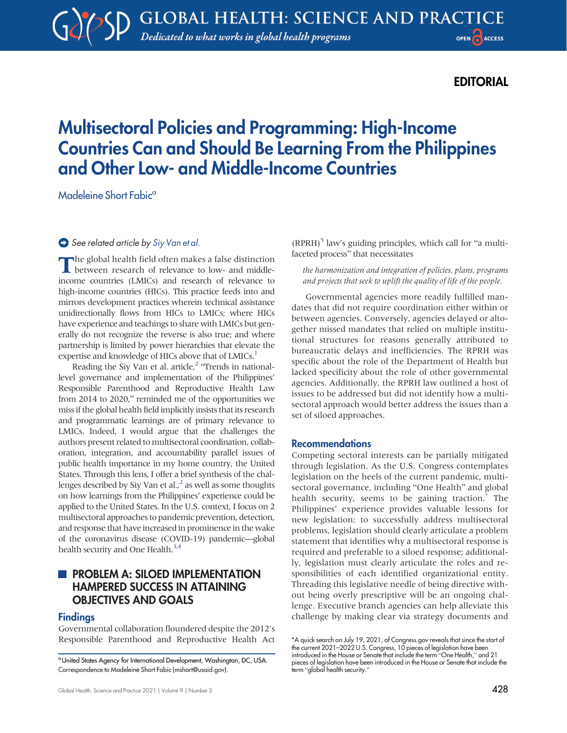EDITORIAL

# Multisectoral Policies and Programming: High-Income Countries Can and Should Be Learning From the Philippines and Other Low- and Middle-Income Countries

Madeleine Short Fabic[a]

See related article by Siy Van et al.

The global health field often makes a false distinction between research of relevance to low- and middle-income countries (LMICs) and research of relevance to high-income countries (HICs). This practice feeds into and mirrors development practices wherein technical assistance unidirectionally flows from HICs to LMICs; where HICs have experience and teachings to share with LMICs but generally do not recognize the reverse is also true; and where partnership is limited by power hierarchies that elevate the expertise and knowledge of HICs above that of LMICs.[1]

Reading the Siy Van et al. article,[2] "Trends in national-level governance and implementation of the Philippines' Responsible Parenthood and Reproductive Health Law from 2014 to 2020," reminded me of the opportunities we miss if the global health field implicitly insists that its research and programmatic learnings are of primary relevance to LMICs. Indeed, I would argue that the challenges the authors present related to multisectoral coordination, collaboration, integration, and accountability parallel issues of public health importance in my home country, the United States. Through this lens, I offer a brief synthesis of the challenges described by Siy Van et al.,[2] as well as some thoughts on how learnings from the Philippines' experience could be applied to the United States. In the U.S. context, I focus on 2 multisectoral approaches to pandemic prevention, detection, and response that have increased in prominence in the wake of the coronavirus disease (COVID-19) pandemic—global health security and One Health.[3,4]

## PROBLEM A: SILOED IMPLEMENTATION HAMPERED SUCCESS IN ATTAINING OBJECTIVES AND GOALS

### Findings

Governmental collaboration floundered despite the 2012's Responsible Parenthood and Reproductive Health Act (RPRH)[5] law's guiding principles, which call for "a multifaceted process" that necessitates

> *the harmonization and integration of policies, plans, programs and projects that seek to uplift the quality of life of the people.*

Governmental agencies more readily fulfilled mandates that did not require coordination either within or between agencies. Conversely, agencies delayed or altogether missed mandates that relied on multiple institutional structures for reasons generally attributed to bureaucratic delays and inefficiencies. The RPRH was specific about the role of the Department of Health but lacked specificity about the role of other governmental agencies. Additionally, the RPRH law outlined a host of issues to be addressed but did not identify how a multisectoral approach would better address the issues than a set of siloed approaches.

### Recommendations

Competing sectoral interests can be partially mitigated through legislation. As the U.S. Congress contemplates legislation on the heels of the current pandemic, multisectoral governance, including "One Health" and global health security, seems to be gaining traction.* The Philippines' experience provides valuable lessons for new legislation: to successfully address multisectoral problems, legislation should clearly articulate a problem statement that identifies why a multisectoral response is required and preferable to a siloed response; additionally, legislation must clearly articulate the roles and responsibilities of each identified organizational entity. Threading this legislative needle of being directive without being overly prescriptive will be an ongoing challenge. Executive branch agencies can help alleviate this challenge by making clear via strategy documents and

---

[a] United States Agency for International Development, Washington, DC, USA. Correspondence to Madeleine Short Fabic (mshort@usaid.gov).

*A quick search on July 19, 2021, of Congress.gov reveals that since the start of the current 2021–2022 U.S. Congress, 10 pieces of legislation have been introduced in the House or Senate that include the term "One Health," and 21 pieces of legislation have been introduced in the House or Senate that include the term "global health security."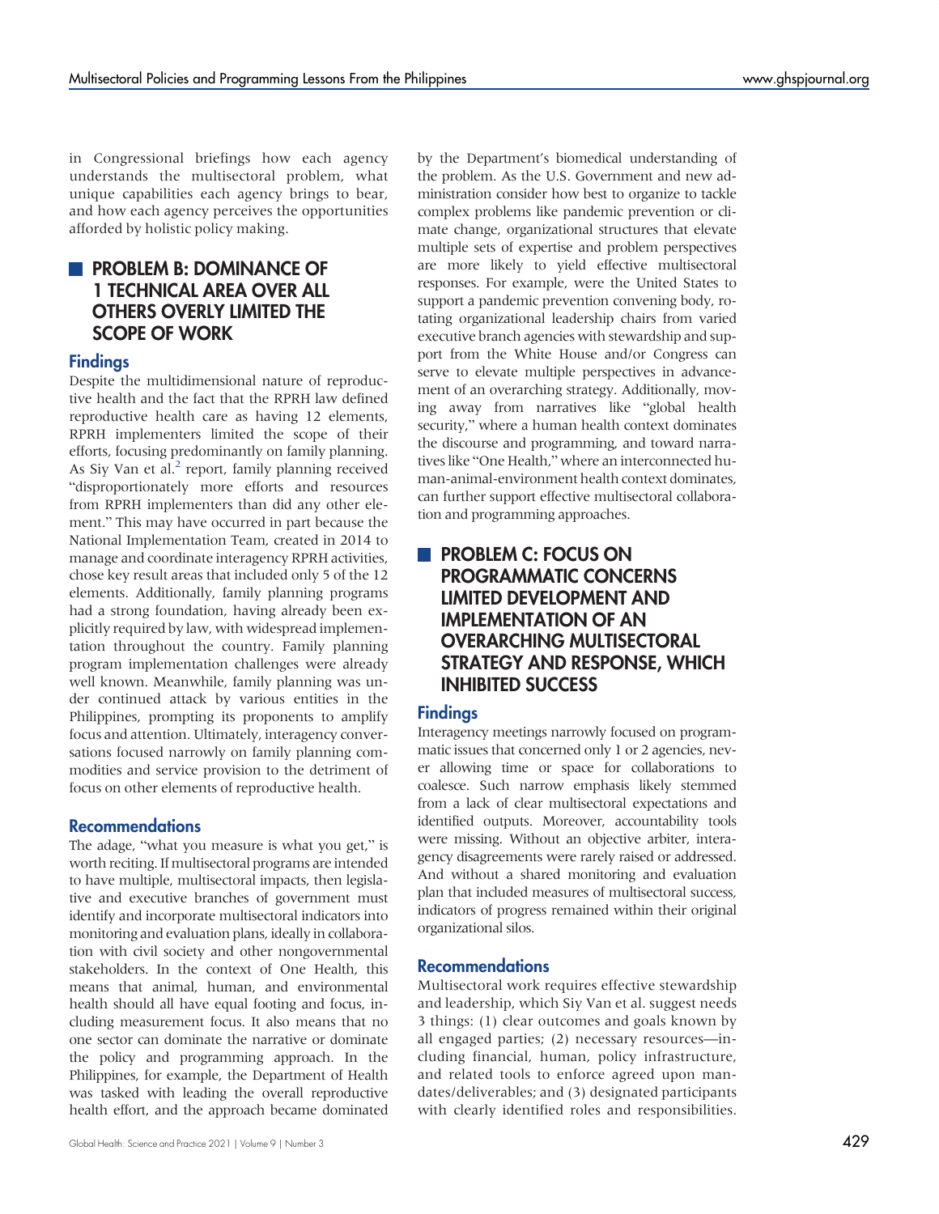in Congressional briefings how each agency understands the multisectoral problem, what unique capabilities each agency brings to bear, and how each agency perceives the opportunities afforded by holistic policy making.

## PROBLEM B: DOMINANCE OF 1 TECHNICAL AREA OVER ALL OTHERS OVERLY LIMITED THE SCOPE OF WORK

### Findings

Despite the multidimensional nature of reproductive health and the fact that the RPRH law defined reproductive health care as having 12 elements, RPRH implementers limited the scope of their efforts, focusing predominantly on family planning. As Siy Van et al.[2] report, family planning received "disproportionately more efforts and resources from RPRH implementers than did any other element." This may have occurred in part because the National Implementation Team, created in 2014 to manage and coordinate interagency RPRH activities, chose key result areas that included only 5 of the 12 elements. Additionally, family planning programs had a strong foundation, having already been explicitly required by law, with widespread implementation throughout the country. Family planning program implementation challenges were already well known. Meanwhile, family planning was under continued attack by various entities in the Philippines, prompting its proponents to amplify focus and attention. Ultimately, interagency conversations focused narrowly on family planning commodities and service provision to the detriment of focus on other elements of reproductive health.

### Recommendations

The adage, "what you measure is what you get," is worth reciting. If multisectoral programs are intended to have multiple, multisectoral impacts, then legislative and executive branches of government must identify and incorporate multisectoral indicators into monitoring and evaluation plans, ideally in collaboration with civil society and other nongovernmental stakeholders. In the context of One Health, this means that animal, human, and environmental health should all have equal footing and focus, including measurement focus. It also means that no one sector can dominate the narrative or dominate the policy and programming approach. In the Philippines, for example, the Department of Health was tasked with leading the overall reproductive health effort, and the approach became dominated by the Department's biomedical understanding of the problem. As the U.S. Government and new administration consider how best to organize to tackle complex problems like pandemic prevention or climate change, organizational structures that elevate multiple sets of expertise and problem perspectives are more likely to yield effective multisectoral responses. For example, were the United States to support a pandemic prevention convening body, rotating organizational leadership chairs from varied executive branch agencies with stewardship and support from the White House and/or Congress can serve to elevate multiple perspectives in advancement of an overarching strategy. Additionally, moving away from narratives like "global health security," where a human health context dominates the discourse and programming, and toward narratives like "One Health," where an interconnected human-animal-environment health context dominates, can further support effective multisectoral collaboration and programming approaches.

## PROBLEM C: FOCUS ON PROGRAMMATIC CONCERNS LIMITED DEVELOPMENT AND IMPLEMENTATION OF AN OVERARCHING MULTISECTORAL STRATEGY AND RESPONSE, WHICH INHIBITED SUCCESS

### Findings

Interagency meetings narrowly focused on programmatic issues that concerned only 1 or 2 agencies, never allowing time or space for collaborations to coalesce. Such narrow emphasis likely stemmed from a lack of clear multisectoral expectations and identified outputs. Moreover, accountability tools were missing. Without an objective arbiter, interagency disagreements were rarely raised or addressed. And without a shared monitoring and evaluation plan that included measures of multisectoral success, indicators of progress remained within their original organizational silos.

### Recommendations

Multisectoral work requires effective stewardship and leadership, which Siy Van et al. suggest needs 3 things: (1) clear outcomes and goals known by all engaged parties; (2) necessary resources—including financial, human, policy infrastructure, and related tools to enforce agreed upon mandates/deliverables; and (3) designated participants with clearly identified roles and responsibilities.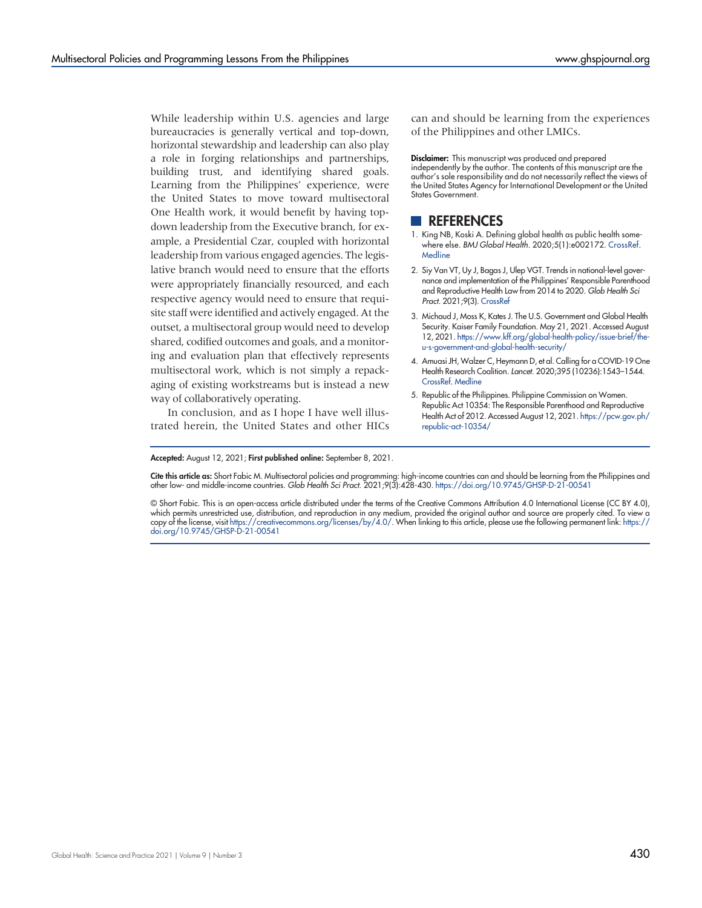While leadership within U.S. agencies and large bureaucracies is generally vertical and top-down, horizontal stewardship and leadership can also play a role in forging relationships and partnerships, building trust, and identifying shared goals. Learning from the Philippines' experience, were the United States to move toward multisectoral One Health work, it would benefit by having top-down leadership from the Executive branch, for example, a Presidential Czar, coupled with horizontal leadership from various engaged agencies. The legislative branch would need to ensure that the efforts were appropriately financially resourced, and each respective agency would need to ensure that requisite staff were identified and actively engaged. At the outset, a multisectoral group would need to develop shared, codified outcomes and goals, and a monitoring and evaluation plan that effectively represents multisectoral work, which is not simply a repackaging of existing workstreams but is instead a new way of collaboratively operating.

In conclusion, and as I hope I have well illustrated herein, the United States and other HICs can and should be learning from the experiences of the Philippines and other LMICs.

**Disclaimer:** This manuscript was produced and prepared independently by the author. The contents of this manuscript are the author's sole responsibility and do not necessarily reflect the views of the United States Agency for International Development or the United States Government.

## REFERENCES

1. King NB, Koski A. Defining global health as public health somewhere else. *BMJ Global Health*. 2020;5(1):e002172. CrossRef. Medline
2. Siy Van VT, Uy J, Bagas J, Ulep VGT. Trends in national-level governance and implementation of the Philippines' Responsible Parenthood and Reproductive Health Law from 2014 to 2020. *Glob Health Sci Pract*. 2021;9(3). CrossRef
3. Michaud J, Moss K, Kates J. The U.S. Government and Global Health Security. Kaiser Family Foundation. May 21, 2021. Accessed August 12, 2021. https://www.kff.org/global-health-policy/issue-brief/the-u-s-government-and-global-health-security/
4. Amuasi JH, Walzer C, Heymann D, et al. Calling for a COVID-19 One Health Research Coalition. *Lancet*. 2020;395 (10236):1543–1544. CrossRef. Medline
5. Republic of the Philippines. Philippine Commission on Women. Republic Act 10354: The Responsible Parenthood and Reproductive Health Act of 2012. Accessed August 12, 2021. https://pcw.gov.ph/republic-act-10354/

**Accepted:** August 12, 2021; **First published online:** September 8, 2021.

**Cite this article as:** Short Fabic M. Multisectoral policies and programming: high-income countries can and should be learning from the Philippines and other low- and middle-income countries. *Glob Health Sci Pract*. 2021;9(3):428-430. https://doi.org/10.9745/GHSP-D-21-00541

© Short Fabic. This is an open-access article distributed under the terms of the Creative Commons Attribution 4.0 International License (CC BY 4.0), which permits unrestricted use, distribution, and reproduction in any medium, provided the original author and source are properly cited. To view a copy of the license, visit https://creativecommons.org/licenses/by/4.0/. When linking to this article, please use the following permanent link: https://doi.org/10.9745/GHSP-D-21-00541